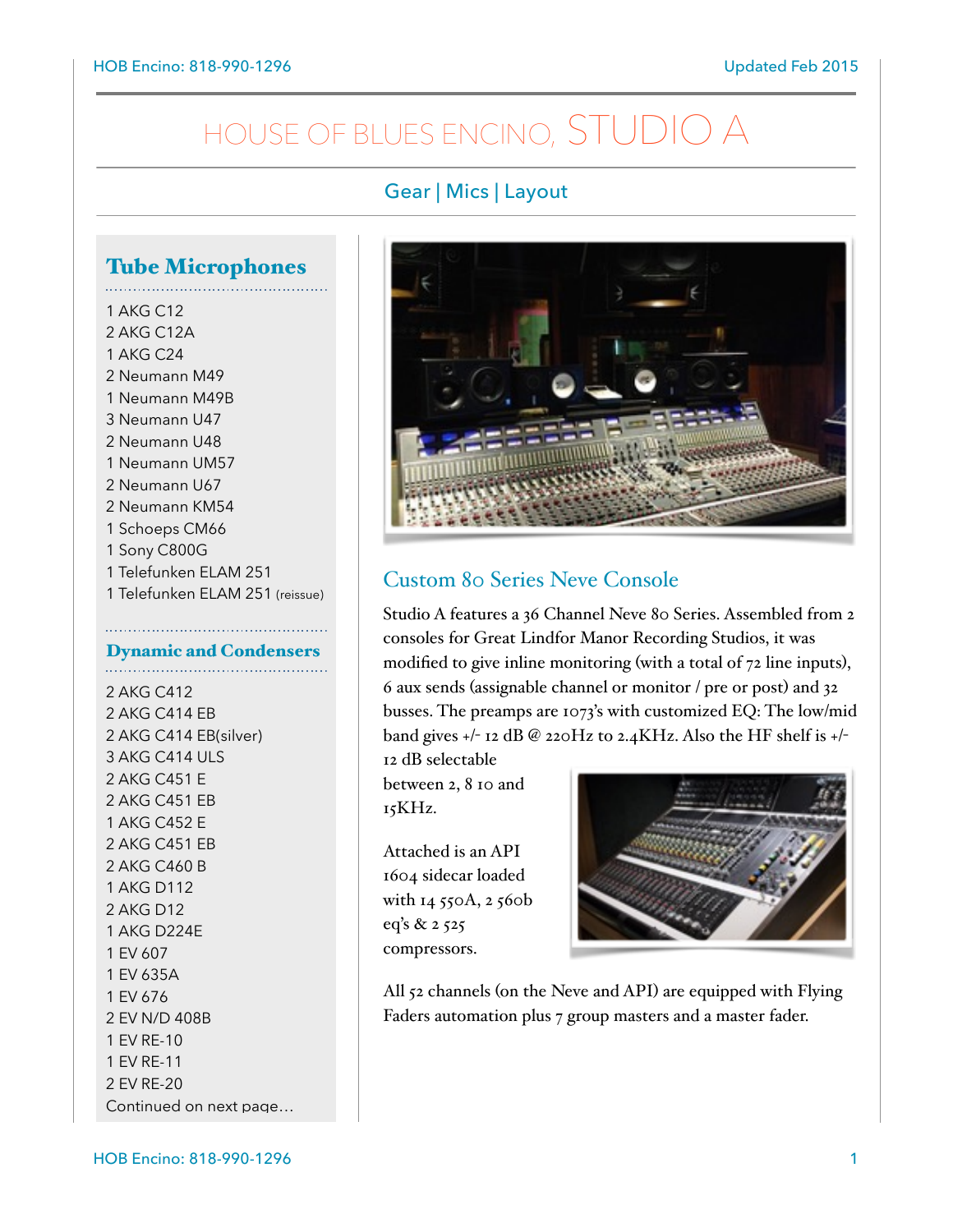# HOUSE OF BLUES ENCINO, STUDIO A

### Gear | Mics | Layout

## Tube Microphones

1 AKG C12
2 AKG C12A
1 AKG C24
2 Neumann M49
1 Neumann M49B
3 Neumann U47
2 Neumann U48
1 Neumann UM57
2 Neumann U67
2 Neumann KM54
1 Schoeps CM66
1 Sony C800G
1 Telefunken ELAM 251
1 Telefunken ELAM 251 (reissue)

## Dynamic and Condensers

2 AKG C412
2 AKG C414 EB
2 AKG C414 EB(silver)
3 AKG C414 ULS
2 AKG C451 E
2 AKG C451 EB
1 AKG C452 E
2 AKG C451 EB
2 AKG C460 B
1 AKG D112
2 AKG D12
1 AKG D224E
1 EV 607
1 EV 635A
1 EV 676
2 EV N/D 408B
1 EV RE-10
1 EV RE-11
2 EV RE-20
Continued on next page…

## Custom 80 Series Neve Console

Studio A features a 36 Channel Neve 80 Series. Assembled from 2 consoles for Great Lindfor Manor Recording Studios, it was modified to give inline monitoring (with a total of 72 line inputs), 6 aux sends (assignable channel or monitor / pre or post) and 32 busses. The preamps are 1073's with customized EQ: The low/mid band gives +/- 12 dB @ 220Hz to 2.4KHz. Also the HF shelf is +/- 12 dB selectable between 2, 8 10 and 15KHz.

Attached is an API 1604 sidecar loaded with 14 550A, 2 560b eq's & 2 525 compressors.

All 52 channels (on the Neve and API) are equipped with Flying Faders automation plus 7 group masters and a master fader.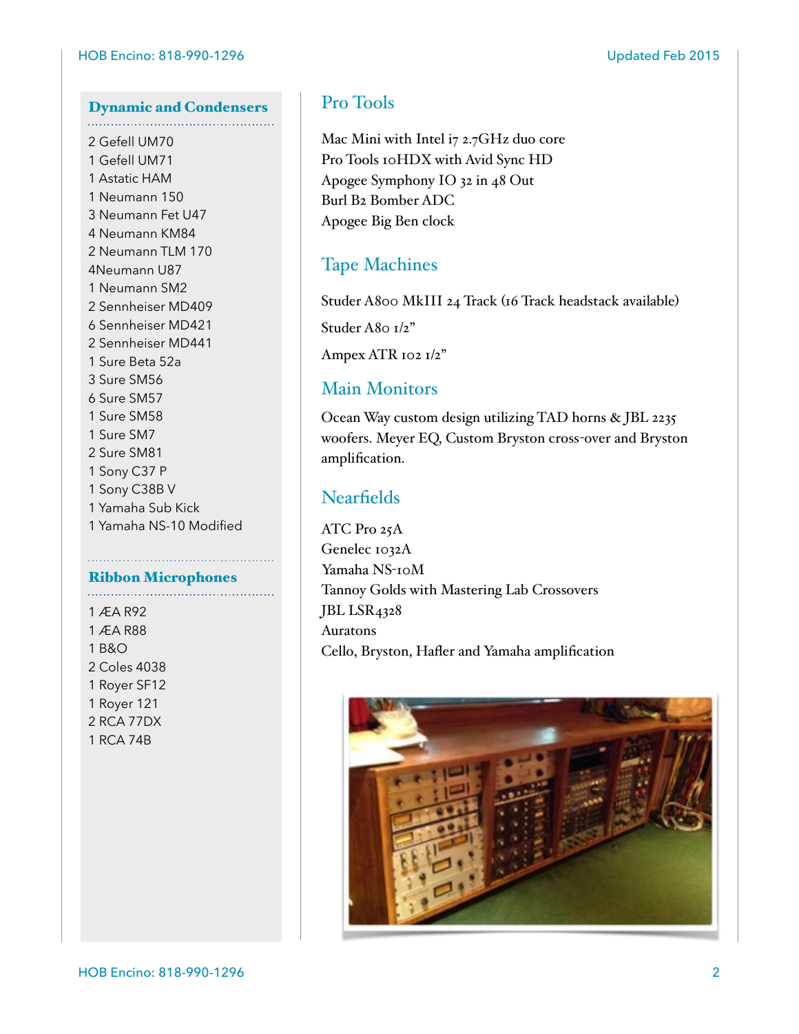## Dynamic and Condensers

2 Gefell UM70
1 Gefell UM71
1 Astatic HAM
1 Neumann 150
3 Neumann Fet U47
4 Neumann KM84
2 Neumann TLM 170
4Neumann U87
1 Neumann SM2
2 Sennheiser MD409
6 Sennheiser MD421
2 Sennheiser MD441
1 Sure Beta 52a
3 Sure SM56
6 Sure SM57
1 Sure SM58
1 Sure SM7
2 Sure SM81
1 Sony C37 P
1 Sony C38B V
1 Yamaha Sub Kick
1 Yamaha NS-10 Modified

## Ribbon Microphones

1 ÆA R92
1 ÆA R88
1 B&O
2 Coles 4038
1 Royer SF12
1 Royer 121
2 RCA 77DX
1 RCA 74B

## Pro Tools

Mac Mini with Intel i7 2.7GHz duo core
Pro Tools 10HDX with Avid Sync HD
Apogee Symphony IO 32 in 48 Out
Burl B2 Bomber ADC
Apogee Big Ben clock

## Tape Machines

Studer A800 MkIII 24 Track (16 Track headstack available)

Studer A80 1/2"

Ampex ATR 102 1/2"

## Main Monitors

Ocean Way custom design utilizing TAD horns & JBL 2235 woofers. Meyer EQ, Custom Bryston cross-over and Bryston amplification.

## Nearfields

ATC Pro 25A
Genelec 1032A
Yamaha NS-10M
Tannoy Golds with Mastering Lab Crossovers
JBL LSR4328
Auratons
Cello, Bryston, Hafler and Yamaha amplification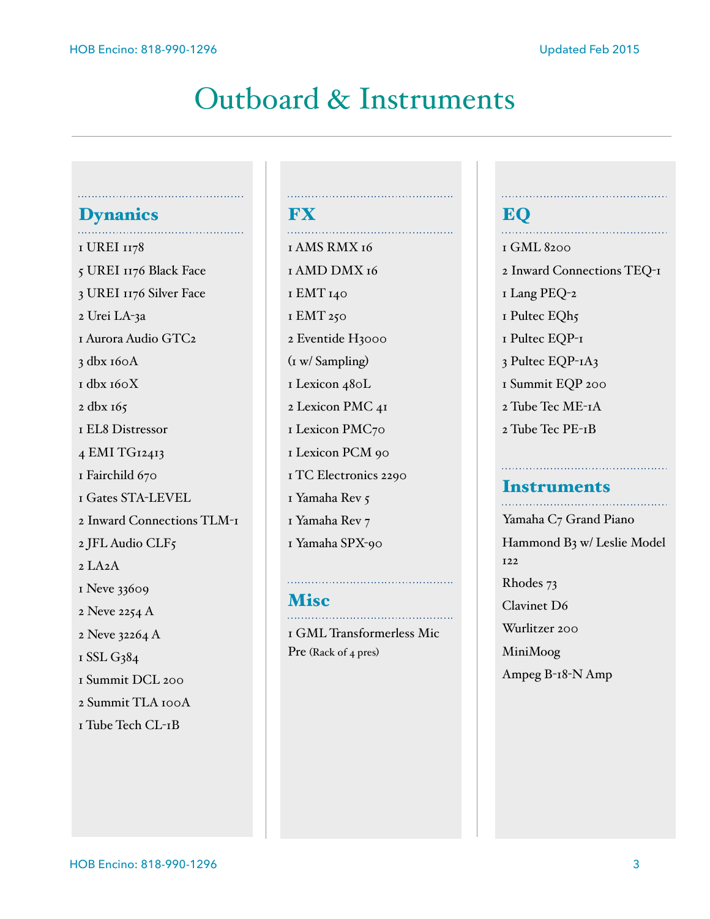# Outboard & Instruments

## Dynanics

1 UREI 1178

5 UREI 1176 Black Face

3 UREI 1176 Silver Face

2 Urei LA-3a

1 Aurora Audio GTC2

3 dbx 160A

1 dbx 160X

2 dbx 165

1 EL8 Distressor

4 EMI TG12413

1 Fairchild 670

1 Gates STA-LEVEL

2 Inward Connections TLM-1

2 JFL Audio CLF5

2 LA2A

1 Neve 33609

2 Neve 2254 A

2 Neve 32264 A

1 SSL G384

1 Summit DCL 200

2 Summit TLA 100A

1 Tube Tech CL-1B

## FX

1 AMS RMX 16

1 AMD DMX 16

1 EMT 140

1 EMT 250

2 Eventide H3000

(1 w/ Sampling)

1 Lexicon 480L

2 Lexicon PMC 41

1 Lexicon PMC70

1 Lexicon PCM 90

1 TC Electronics 2290

1 Yamaha Rev 5

1 Yamaha Rev 7

1 Yamaha SPX-90

## Misc

1 GML Transformerless Mic Pre (Rack of 4 pres)

## EQ

1 GML 8200

2 Inward Connections TEQ-1

1 Lang PEQ-2

1 Pultec EQh5

1 Pultec EQP-1

3 Pultec EQP-1A3

1 Summit EQP 200

2 Tube Tec ME-1A

2 Tube Tec PE-1B

## Instruments

Yamaha C7 Grand Piano

Hammond B3 w/ Leslie Model 122

Rhodes 73

Clavinet D6

Wurlitzer 200

MiniMoog

Ampeg B-18-N Amp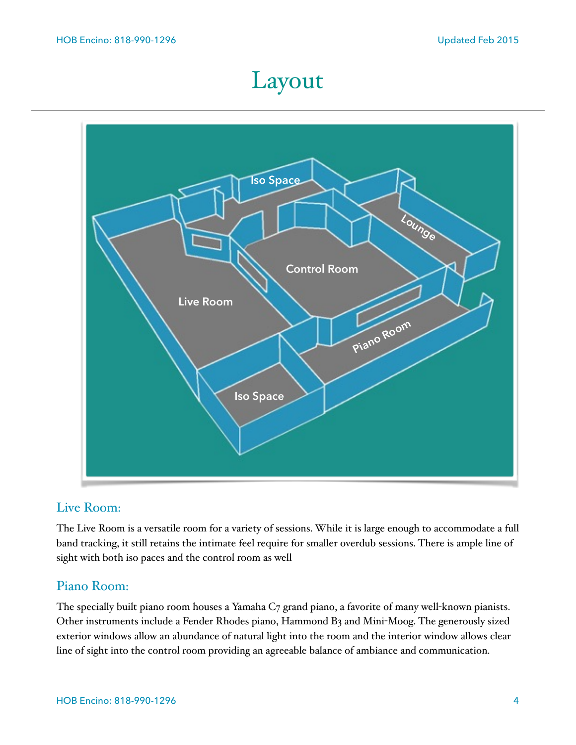# Layout

## Live Room:

The Live Room is a versatile room for a variety of sessions. While it is large enough to accommodate a full band tracking, it still retains the intimate feel require for smaller overdub sessions. There is ample line of sight with both iso paces and the control room as well

## Piano Room:

The specially built piano room houses a Yamaha C7 grand piano, a favorite of many well-known pianists. Other instruments include a Fender Rhodes piano, Hammond B3 and Mini-Moog. The generously sized exterior windows allow an abundance of natural light into the room and the interior window allows clear line of sight into the control room providing an agreeable balance of ambiance and communication.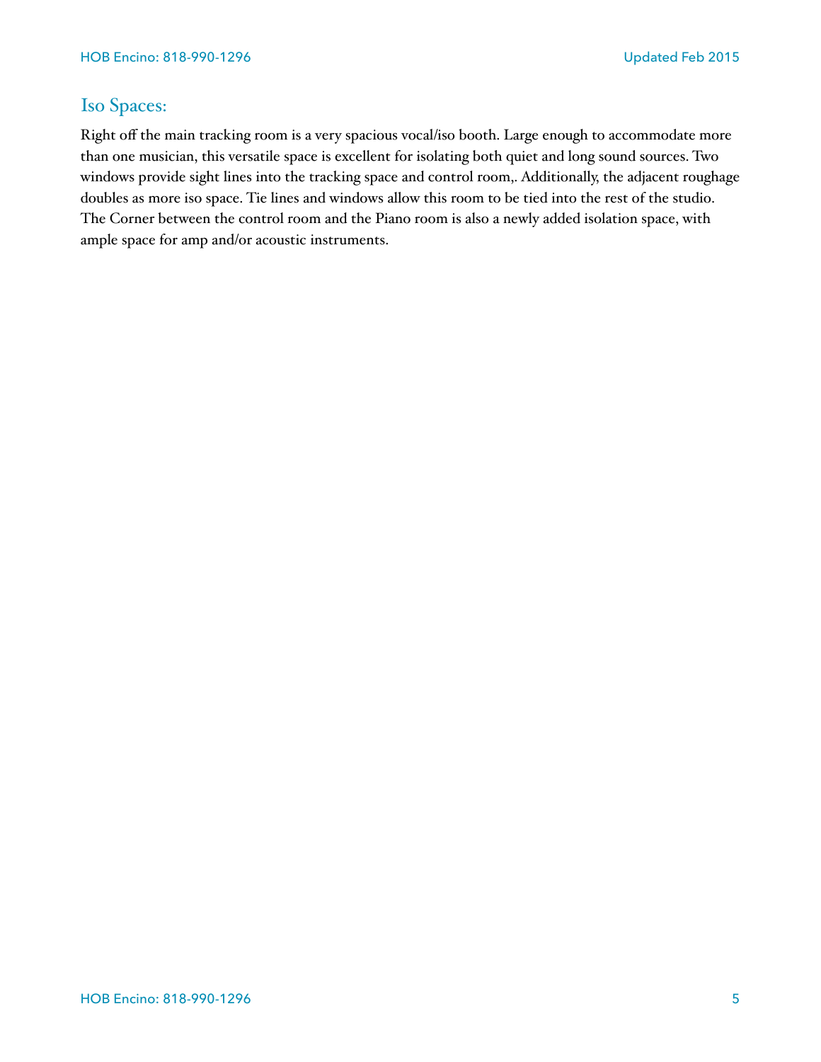## Iso Spaces:

Right off the main tracking room is a very spacious vocal/iso booth. Large enough to accommodate more than one musician, this versatile space is excellent for isolating both quiet and long sound sources. Two windows provide sight lines into the tracking space and control room,. Additionally, the adjacent roughage doubles as more iso space. Tie lines and windows allow this room to be tied into the rest of the studio. The Corner between the control room and the Piano room is also a newly added isolation space, with ample space for amp and/or acoustic instruments.